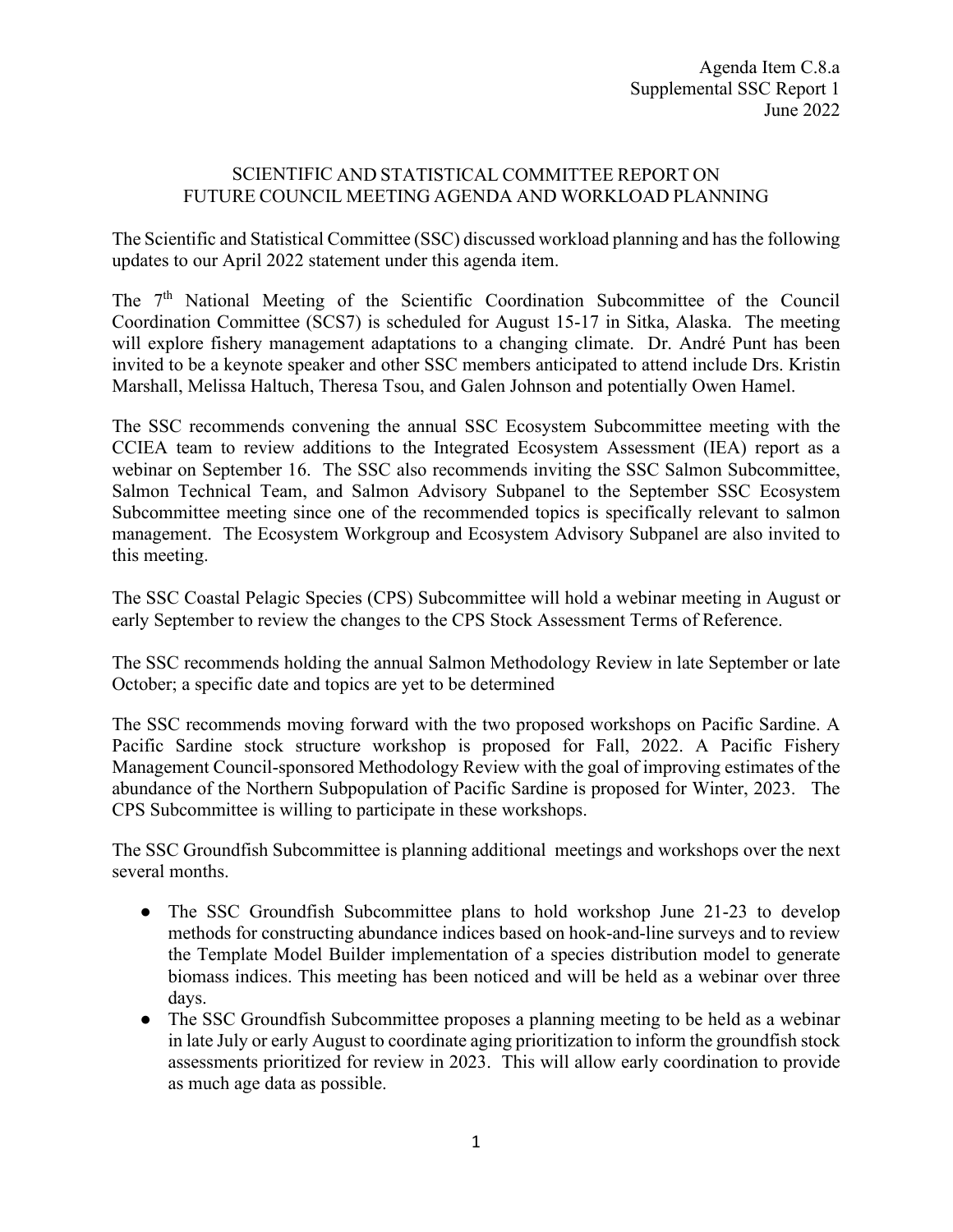Agenda Item C.8.a
Supplemental SSC Report 1
June 2022

# SCIENTIFIC AND STATISTICAL COMMITTEE REPORT ON FUTURE COUNCIL MEETING AGENDA AND WORKLOAD PLANNING

The Scientific and Statistical Committee (SSC) discussed workload planning and has the following updates to our April 2022 statement under this agenda item.

The 7th National Meeting of the Scientific Coordination Subcommittee of the Council Coordination Committee (SCS7) is scheduled for August 15-17 in Sitka, Alaska. The meeting will explore fishery management adaptations to a changing climate. Dr. André Punt has been invited to be a keynote speaker and other SSC members anticipated to attend include Drs. Kristin Marshall, Melissa Haltuch, Theresa Tsou, and Galen Johnson and potentially Owen Hamel.

The SSC recommends convening the annual SSC Ecosystem Subcommittee meeting with the CCIEA team to review additions to the Integrated Ecosystem Assessment (IEA) report as a webinar on September 16. The SSC also recommends inviting the SSC Salmon Subcommittee, Salmon Technical Team, and Salmon Advisory Subpanel to the September SSC Ecosystem Subcommittee meeting since one of the recommended topics is specifically relevant to salmon management. The Ecosystem Workgroup and Ecosystem Advisory Subpanel are also invited to this meeting.

The SSC Coastal Pelagic Species (CPS) Subcommittee will hold a webinar meeting in August or early September to review the changes to the CPS Stock Assessment Terms of Reference.

The SSC recommends holding the annual Salmon Methodology Review in late September or late October; a specific date and topics are yet to be determined

The SSC recommends moving forward with the two proposed workshops on Pacific Sardine. A Pacific Sardine stock structure workshop is proposed for Fall, 2022. A Pacific Fishery Management Council-sponsored Methodology Review with the goal of improving estimates of the abundance of the Northern Subpopulation of Pacific Sardine is proposed for Winter, 2023. The CPS Subcommittee is willing to participate in these workshops.

The SSC Groundfish Subcommittee is planning additional meetings and workshops over the next several months.

- The SSC Groundfish Subcommittee plans to hold workshop June 21-23 to develop methods for constructing abundance indices based on hook-and-line surveys and to review the Template Model Builder implementation of a species distribution model to generate biomass indices. This meeting has been noticed and will be held as a webinar over three days.
- The SSC Groundfish Subcommittee proposes a planning meeting to be held as a webinar in late July or early August to coordinate aging prioritization to inform the groundfish stock assessments prioritized for review in 2023. This will allow early coordination to provide as much age data as possible.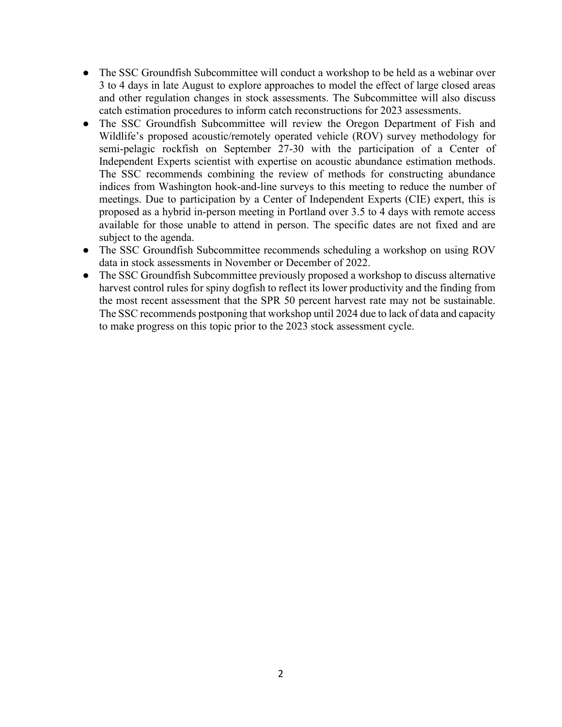- The SSC Groundfish Subcommittee will conduct a workshop to be held as a webinar over 3 to 4 days in late August to explore approaches to model the effect of large closed areas and other regulation changes in stock assessments. The Subcommittee will also discuss catch estimation procedures to inform catch reconstructions for 2023 assessments.
- The SSC Groundfish Subcommittee will review the Oregon Department of Fish and Wildlife's proposed acoustic/remotely operated vehicle (ROV) survey methodology for semi-pelagic rockfish on September 27-30 with the participation of a Center of Independent Experts scientist with expertise on acoustic abundance estimation methods. The SSC recommends combining the review of methods for constructing abundance indices from Washington hook-and-line surveys to this meeting to reduce the number of meetings. Due to participation by a Center of Independent Experts (CIE) expert, this is proposed as a hybrid in-person meeting in Portland over 3.5 to 4 days with remote access available for those unable to attend in person. The specific dates are not fixed and are subject to the agenda.
- The SSC Groundfish Subcommittee recommends scheduling a workshop on using ROV data in stock assessments in November or December of 2022.
- The SSC Groundfish Subcommittee previously proposed a workshop to discuss alternative harvest control rules for spiny dogfish to reflect its lower productivity and the finding from the most recent assessment that the SPR 50 percent harvest rate may not be sustainable. The SSC recommends postponing that workshop until 2024 due to lack of data and capacity to make progress on this topic prior to the 2023 stock assessment cycle.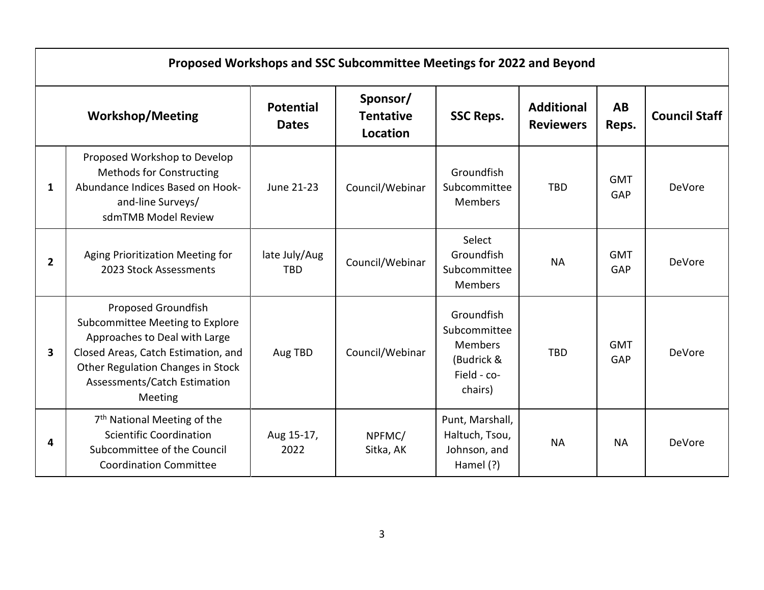| Proposed Workshops and SSC Subcommittee Meetings for 2022 and Beyond | | | | | | | |
|---|---|---|---|---|---|---|---|
| **Workshop/Meeting** | | **Potential Dates** | **Sponsor/ Tentative Location** | **SSC Reps.** | **Additional Reviewers** | **AB Reps.** | **Council Staff** |
| **1** | Proposed Workshop to Develop Methods for Constructing Abundance Indices Based on Hook-and-line Surveys/ sdmTMB Model Review | June 21-23 | Council/Webinar | Groundfish Subcommittee Members | TBD | GMT GAP | DeVore |
| **2** | Aging Prioritization Meeting for 2023 Stock Assessments | late July/Aug TBD | Council/Webinar | Select Groundfish Subcommittee Members | NA | GMT GAP | DeVore |
| **3** | Proposed Groundfish Subcommittee Meeting to Explore Approaches to Deal with Large Closed Areas, Catch Estimation, and Other Regulation Changes in Stock Assessments/Catch Estimation Meeting | Aug TBD | Council/Webinar | Groundfish Subcommittee Members (Budrick & Field - co-chairs) | TBD | GMT GAP | DeVore |
| **4** | 7th National Meeting of the Scientific Coordination Subcommittee of the Council Coordination Committee | Aug 15-17, 2022 | NPFMC/ Sitka, AK | Punt, Marshall, Haltuch, Tsou, Johnson, and Hamel (?) | NA | NA | DeVore |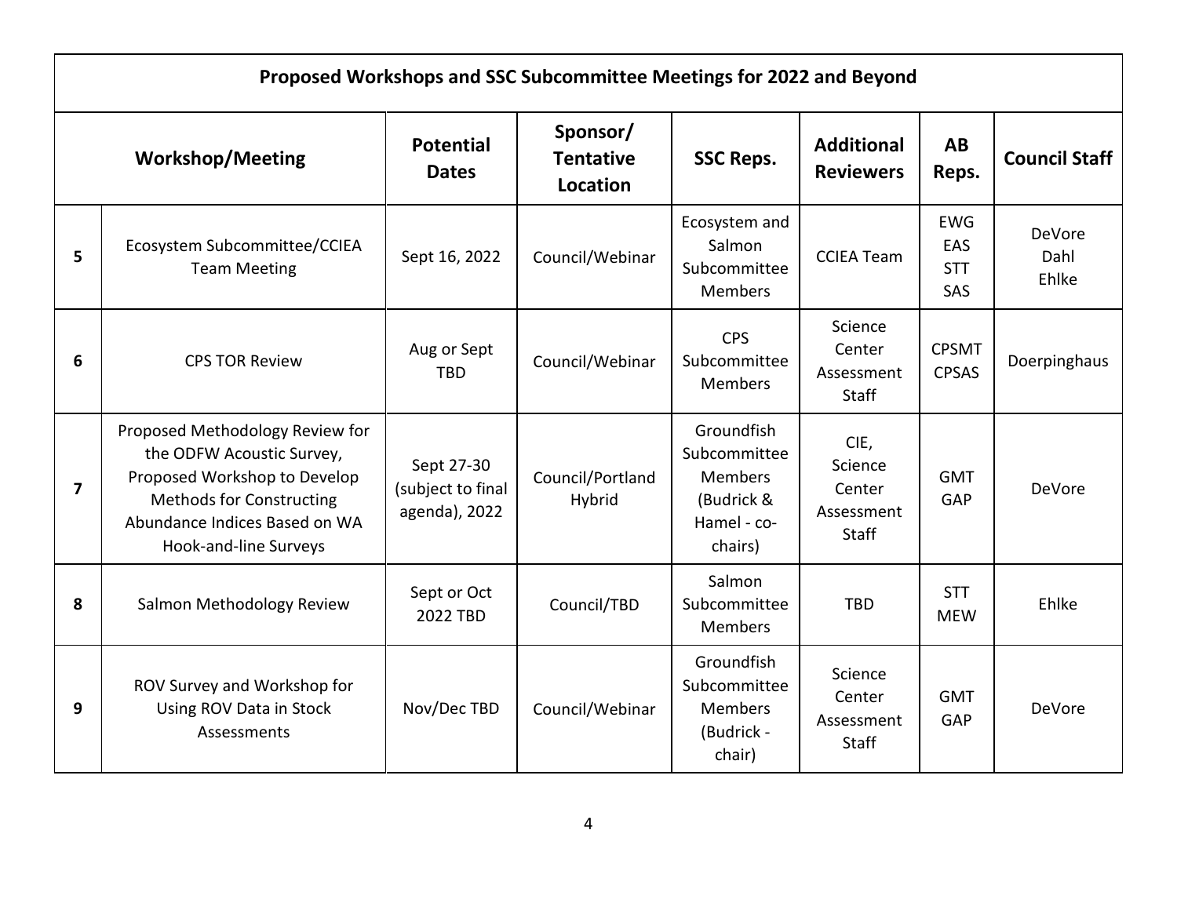| Proposed Workshops and SSC Subcommittee Meetings for 2022 and Beyond | | | | | | | |
|---|---|---|---|---|---|---|---|
| Workshop/Meeting | | Potential Dates | Sponsor/ Tentative Location | SSC Reps. | Additional Reviewers | AB Reps. | Council Staff |
| 5 | Ecosystem Subcommittee/CCIEA Team Meeting | Sept 16, 2022 | Council/Webinar | Ecosystem and Salmon Subcommittee Members | CCIEA Team | EWG EAS STT SAS | DeVore Dahl Ehlke |
| 6 | CPS TOR Review | Aug or Sept TBD | Council/Webinar | CPS Subcommittee Members | Science Center Assessment Staff | CPSMT CPSAS | Doerpinghaus |
| 7 | Proposed Methodology Review for the ODFW Acoustic Survey, Proposed Workshop to Develop Methods for Constructing Abundance Indices Based on WA Hook-and-line Surveys | Sept 27-30 (subject to final agenda), 2022 | Council/Portland Hybrid | Groundfish Subcommittee Members (Budrick & Hamel - co-chairs) | CIE, Science Center Assessment Staff | GMT GAP | DeVore |
| 8 | Salmon Methodology Review | Sept or Oct 2022 TBD | Council/TBD | Salmon Subcommittee Members | TBD | STT MEW | Ehlke |
| 9 | ROV Survey and Workshop for Using ROV Data in Stock Assessments | Nov/Dec TBD | Council/Webinar | Groundfish Subcommittee Members (Budrick - chair) | Science Center Assessment Staff | GMT GAP | DeVore |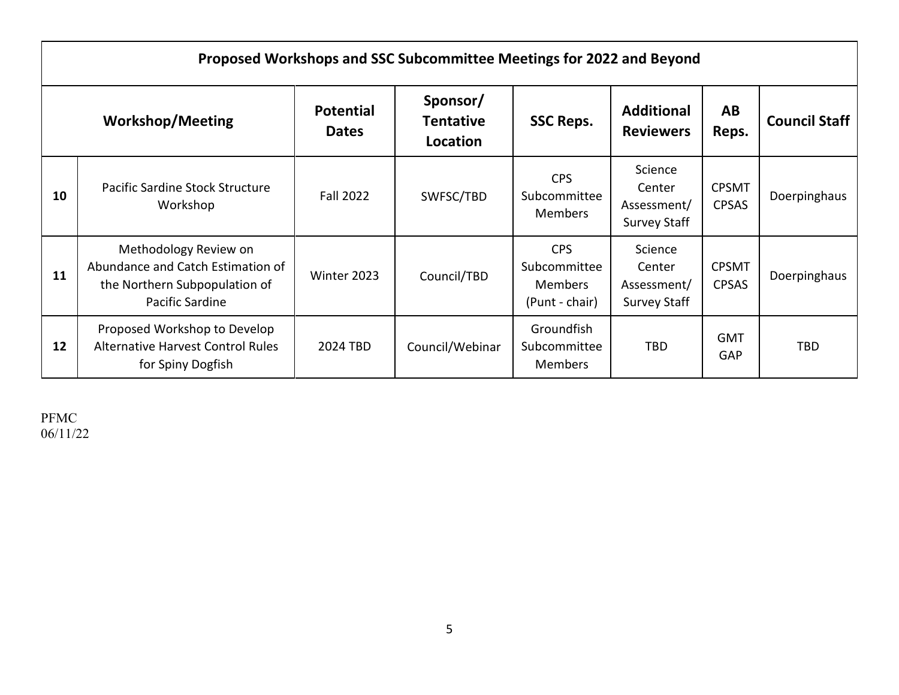| Proposed Workshops and SSC Subcommittee Meetings for 2022 and Beyond | | | | | | | |
|---|---|---|---|---|---|---|---|
| Workshop/Meeting | | Potential Dates | Sponsor/ Tentative Location | SSC Reps. | Additional Reviewers | AB Reps. | Council Staff |
| 10 | Pacific Sardine Stock Structure Workshop | Fall 2022 | SWFSC/TBD | CPS Subcommittee Members | Science Center Assessment/ Survey Staff | CPSMT CPSAS | Doerpinghaus |
| 11 | Methodology Review on Abundance and Catch Estimation of the Northern Subpopulation of Pacific Sardine | Winter 2023 | Council/TBD | CPS Subcommittee Members (Punt - chair) | Science Center Assessment/ Survey Staff | CPSMT CPSAS | Doerpinghaus |
| 12 | Proposed Workshop to Develop Alternative Harvest Control Rules for Spiny Dogfish | 2024 TBD | Council/Webinar | Groundfish Subcommittee Members | TBD | GMT GAP | TBD |

PFMC
06/11/22